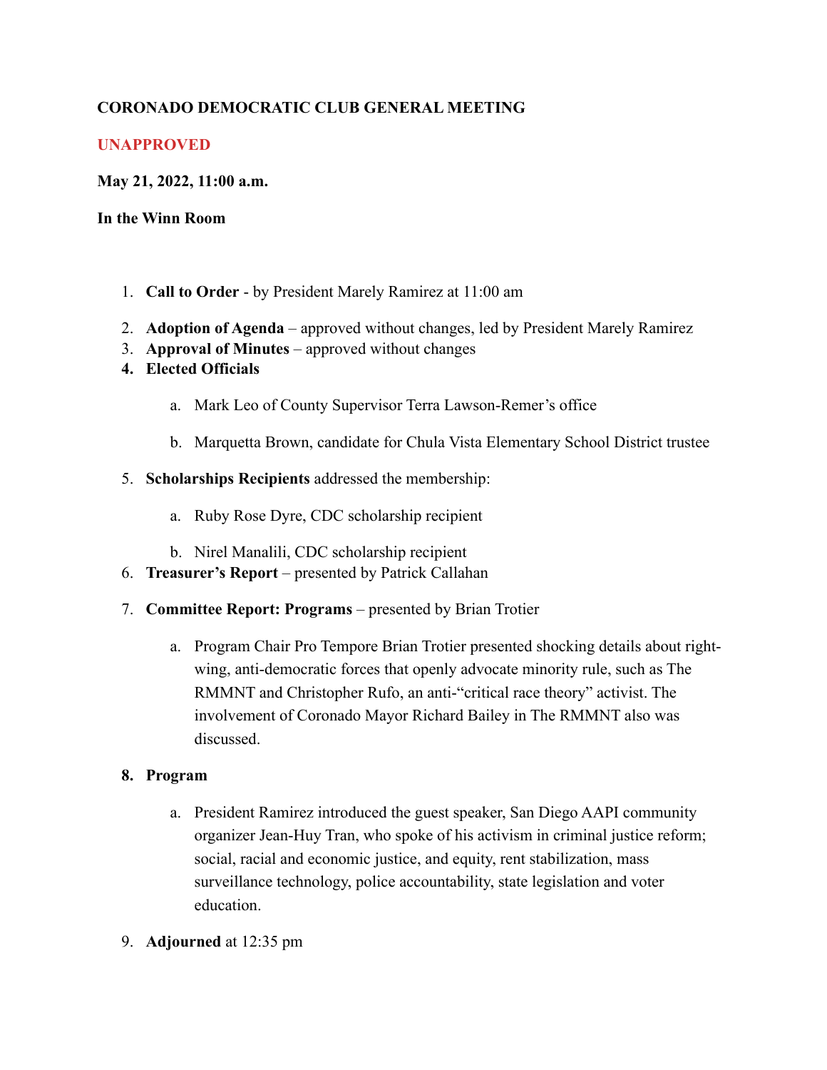**CORONADO DEMOCRATIC CLUB GENERAL MEETING**

**UNAPPROVED**

**May 21, 2022, 11:00 a.m.**

**In the Winn Room**

1. **Call to Order** - by President Marely Ramirez at 11:00 am
2. **Adoption of Agenda** – approved without changes, led by President Marely Ramirez
3. **Approval of Minutes** – approved without changes
4. **Elected Officials**
   a. Mark Leo of County Supervisor Terra Lawson-Remer's office
   b. Marquetta Brown, candidate for Chula Vista Elementary School District trustee
5. **Scholarships Recipients** addressed the membership:
   a. Ruby Rose Dyre, CDC scholarship recipient
   b. Nirel Manalili, CDC scholarship recipient
6. **Treasurer's Report** – presented by Patrick Callahan
7. **Committee Report: Programs** – presented by Brian Trotier
   a. Program Chair Pro Tempore Brian Trotier presented shocking details about right-wing, anti-democratic forces that openly advocate minority rule, such as The RMMNT and Christopher Rufo, an anti-"critical race theory" activist. The involvement of Coronado Mayor Richard Bailey in The RMMNT also was discussed.
8. **Program**
   a. President Ramirez introduced the guest speaker, San Diego AAPI community organizer Jean-Huy Tran, who spoke of his activism in criminal justice reform; social, racial and economic justice, and equity, rent stabilization, mass surveillance technology, police accountability, state legislation and voter education.
9. **Adjourned** at 12:35 pm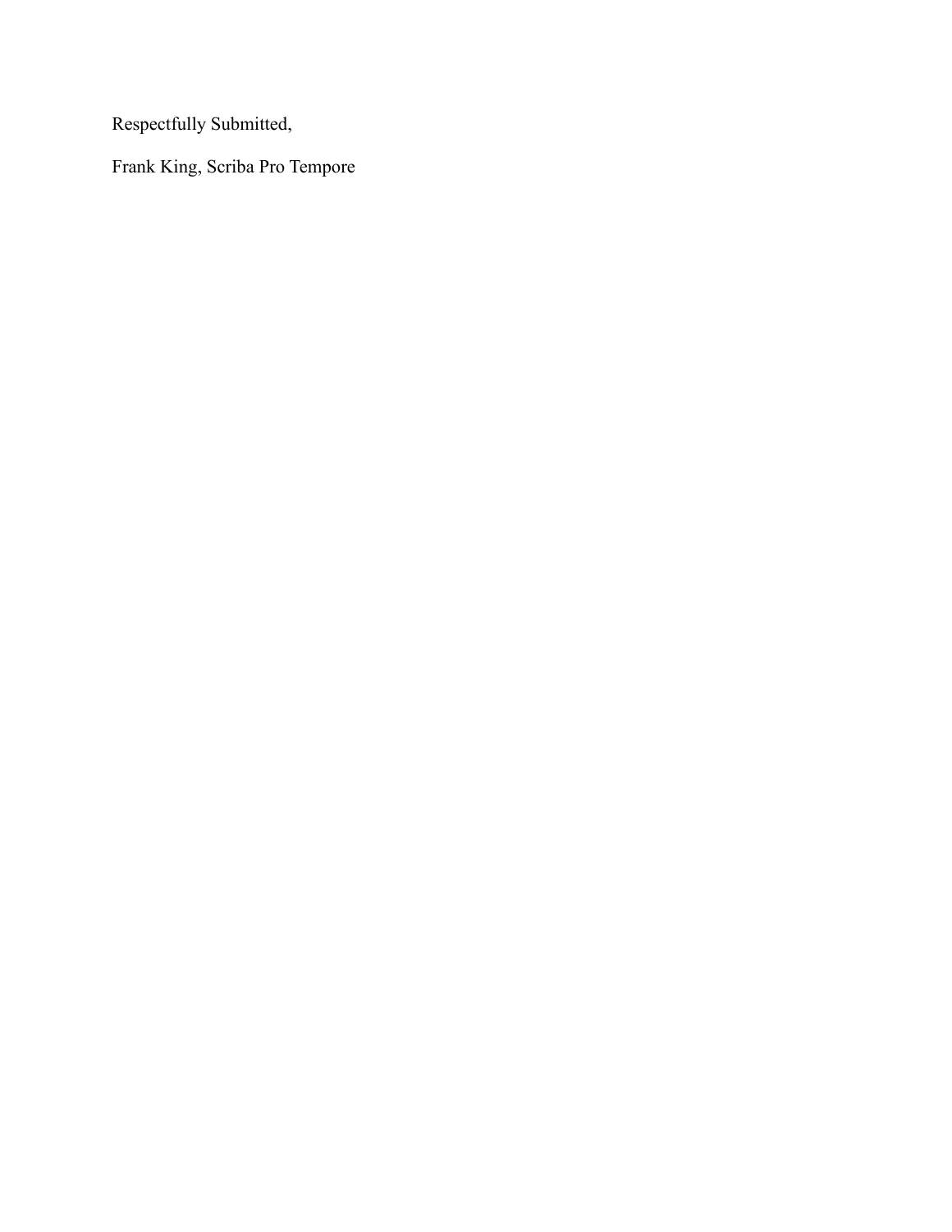Respectfully Submitted,

Frank King, Scriba Pro Tempore